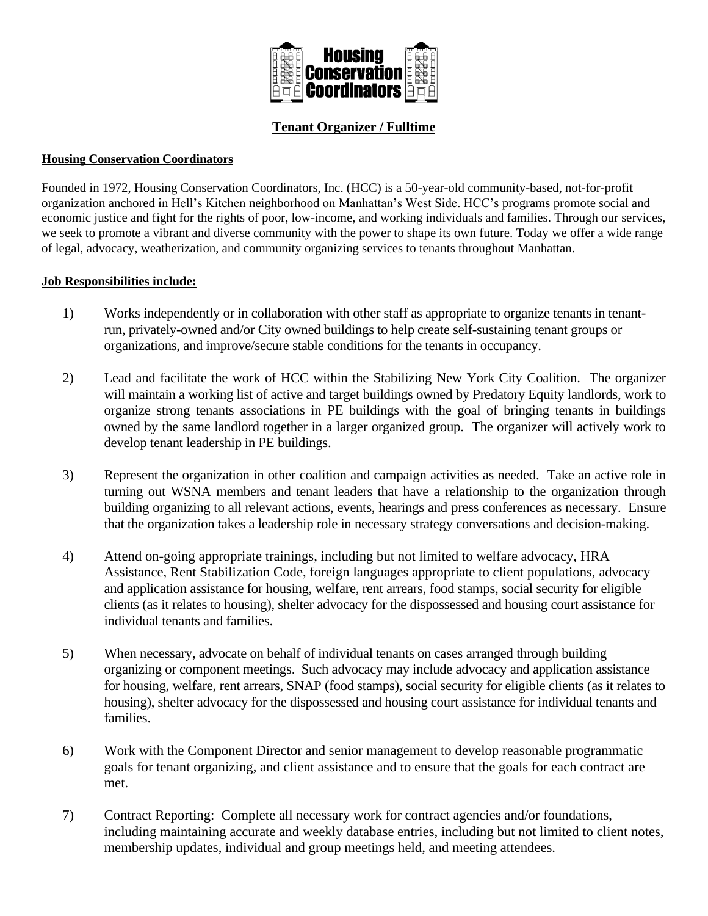**Housing Conservation Coordinators**

## Tenant Organizer / Fulltime

### Housing Conservation Coordinators

Founded in 1972, Housing Conservation Coordinators, Inc. (HCC) is a 50-year-old community-based, not-for-profit organization anchored in Hell's Kitchen neighborhood on Manhattan's West Side. HCC's programs promote social and economic justice and fight for the rights of poor, low-income, and working individuals and families. Through our services, we seek to promote a vibrant and diverse community with the power to shape its own future. Today we offer a wide range of legal, advocacy, weatherization, and community organizing services to tenants throughout Manhattan.

### Job Responsibilities include:

1) Works independently or in collaboration with other staff as appropriate to organize tenants in tenant-run, privately-owned and/or City owned buildings to help create self-sustaining tenant groups or organizations, and improve/secure stable conditions for the tenants in occupancy.

2) Lead and facilitate the work of HCC within the Stabilizing New York City Coalition. The organizer will maintain a working list of active and target buildings owned by Predatory Equity landlords, work to organize strong tenants associations in PE buildings with the goal of bringing tenants in buildings owned by the same landlord together in a larger organized group. The organizer will actively work to develop tenant leadership in PE buildings.

3) Represent the organization in other coalition and campaign activities as needed. Take an active role in turning out WSNA members and tenant leaders that have a relationship to the organization through building organizing to all relevant actions, events, hearings and press conferences as necessary. Ensure that the organization takes a leadership role in necessary strategy conversations and decision-making.

4) Attend on-going appropriate trainings, including but not limited to welfare advocacy, HRA Assistance, Rent Stabilization Code, foreign languages appropriate to client populations, advocacy and application assistance for housing, welfare, rent arrears, food stamps, social security for eligible clients (as it relates to housing), shelter advocacy for the dispossessed and housing court assistance for individual tenants and families.

5) When necessary, advocate on behalf of individual tenants on cases arranged through building organizing or component meetings. Such advocacy may include advocacy and application assistance for housing, welfare, rent arrears, SNAP (food stamps), social security for eligible clients (as it relates to housing), shelter advocacy for the dispossessed and housing court assistance for individual tenants and families.

6) Work with the Component Director and senior management to develop reasonable programmatic goals for tenant organizing, and client assistance and to ensure that the goals for each contract are met.

7) Contract Reporting: Complete all necessary work for contract agencies and/or foundations, including maintaining accurate and weekly database entries, including but not limited to client notes, membership updates, individual and group meetings held, and meeting attendees.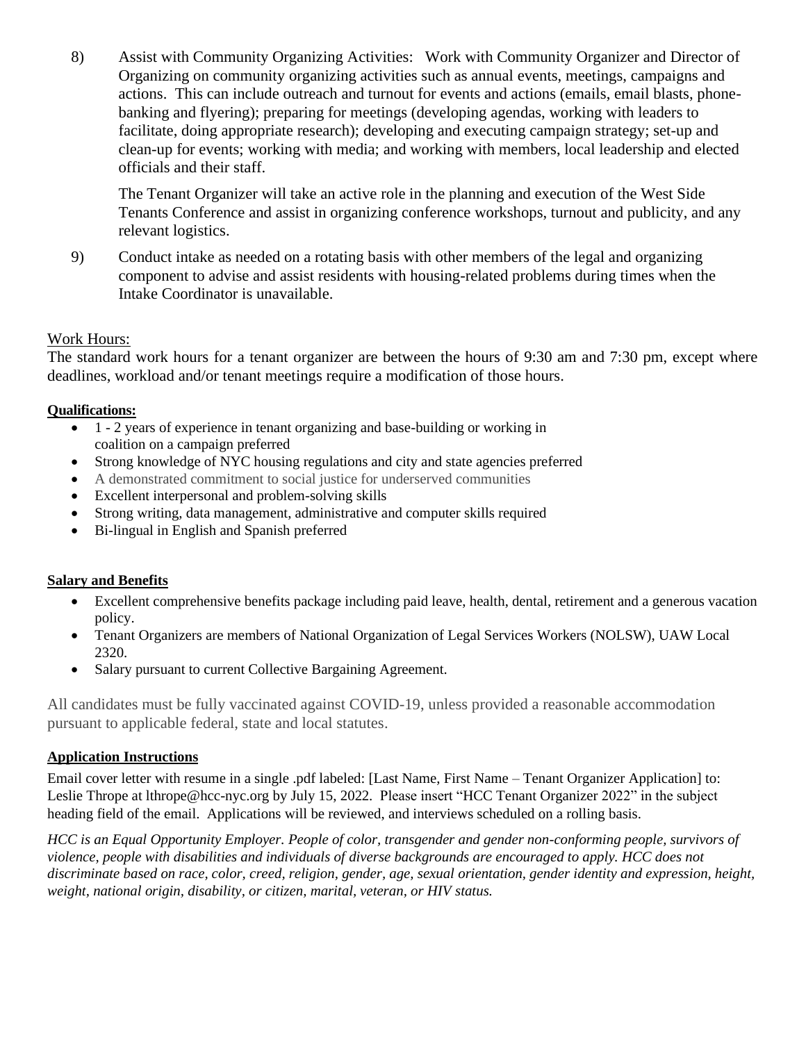8) Assist with Community Organizing Activities: Work with Community Organizer and Director of Organizing on community organizing activities such as annual events, meetings, campaigns and actions. This can include outreach and turnout for events and actions (emails, email blasts, phone-banking and flyering); preparing for meetings (developing agendas, working with leaders to facilitate, doing appropriate research); developing and executing campaign strategy; set-up and clean-up for events; working with media; and working with members, local leadership and elected officials and their staff.

   The Tenant Organizer will take an active role in the planning and execution of the West Side Tenants Conference and assist in organizing conference workshops, turnout and publicity, and any relevant logistics.

9) Conduct intake as needed on a rotating basis with other members of the legal and organizing component to advise and assist residents with housing-related problems during times when the Intake Coordinator is unavailable.

Work Hours:

The standard work hours for a tenant organizer are between the hours of 9:30 am and 7:30 pm, except where deadlines, workload and/or tenant meetings require a modification of those hours.

**Qualifications:**

- 1 - 2 years of experience in tenant organizing and base-building or working in coalition on a campaign preferred
- Strong knowledge of NYC housing regulations and city and state agencies preferred
- A demonstrated commitment to social justice for underserved communities
- Excellent interpersonal and problem-solving skills
- Strong writing, data management, administrative and computer skills required
- Bi-lingual in English and Spanish preferred

**Salary and Benefits**

- Excellent comprehensive benefits package including paid leave, health, dental, retirement and a generous vacation policy.
- Tenant Organizers are members of National Organization of Legal Services Workers (NOLSW), UAW Local 2320.
- Salary pursuant to current Collective Bargaining Agreement.

All candidates must be fully vaccinated against COVID-19, unless provided a reasonable accommodation pursuant to applicable federal, state and local statutes.

**Application Instructions**

Email cover letter with resume in a single .pdf labeled: [Last Name, First Name – Tenant Organizer Application] to: Leslie Thrope at lthrope@hcc-nyc.org by July 15, 2022. Please insert "HCC Tenant Organizer 2022" in the subject heading field of the email. Applications will be reviewed, and interviews scheduled on a rolling basis.

*HCC is an Equal Opportunity Employer. People of color, transgender and gender non-conforming people, survivors of violence, people with disabilities and individuals of diverse backgrounds are encouraged to apply. HCC does not discriminate based on race, color, creed, religion, gender, age, sexual orientation, gender identity and expression, height, weight, national origin, disability, or citizen, marital, veteran, or HIV status.*